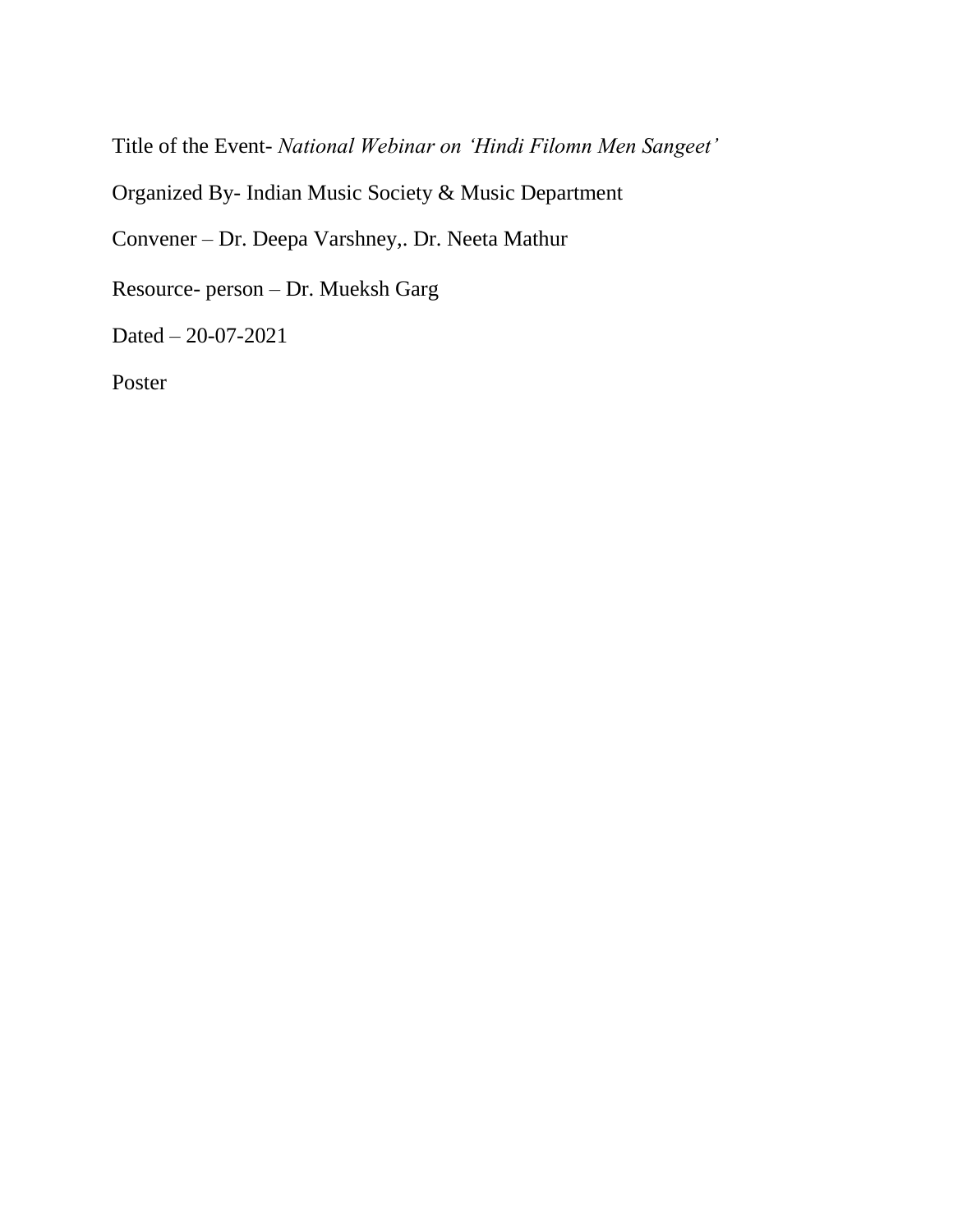Title of the Event- *National Webinar on 'Hindi Filomn Men Sangeet'*

Organized By- Indian Music Society & Music Department

Convener – Dr. Deepa Varshney,. Dr. Neeta Mathur

Resource- person – Dr. Mueksh Garg

Dated – 20-07-2021

Poster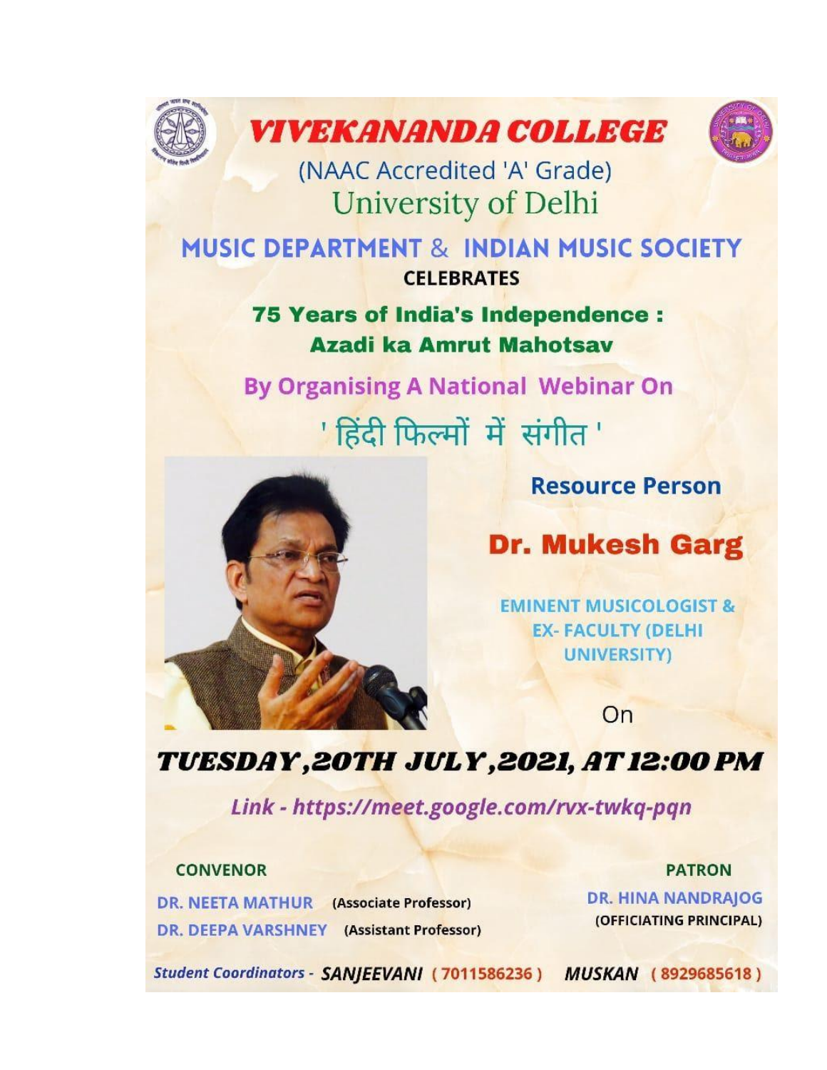# VIVEKANANDA COLLEGE

(NAAC Accredited 'A' Grade)

University of Delhi

## MUSIC DEPARTMENT & INDIAN MUSIC SOCIETY

**CELEBRATES**

**75 Years of India's Independence : Azadi ka Amrut Mahotsav**

**By Organising A National Webinar On**

## ' हिंदी फिल्मों में संगीत '

**Resource Person**

## Dr. Mukesh Garg

**EMINENT MUSICOLOGIST & EX- FACULTY (DELHI UNIVERSITY)**

On

## *TUESDAY, 20TH JULY, 2021, AT 12:00 PM*

*Link - https://meet.google.com/rvx-twkq-pqn*

**CONVENOR**

**DR. NEETA MATHUR** (Associate Professor)

**DR. DEEPA VARSHNEY** (Assistant Professor)

**PATRON**

**DR. HINA NANDRAJOG**

(OFFICIATING PRINCIPAL)

*Student Coordinators -* ***SANJEEVANI*** (7011586236) ***MUSKAN*** (8929685618)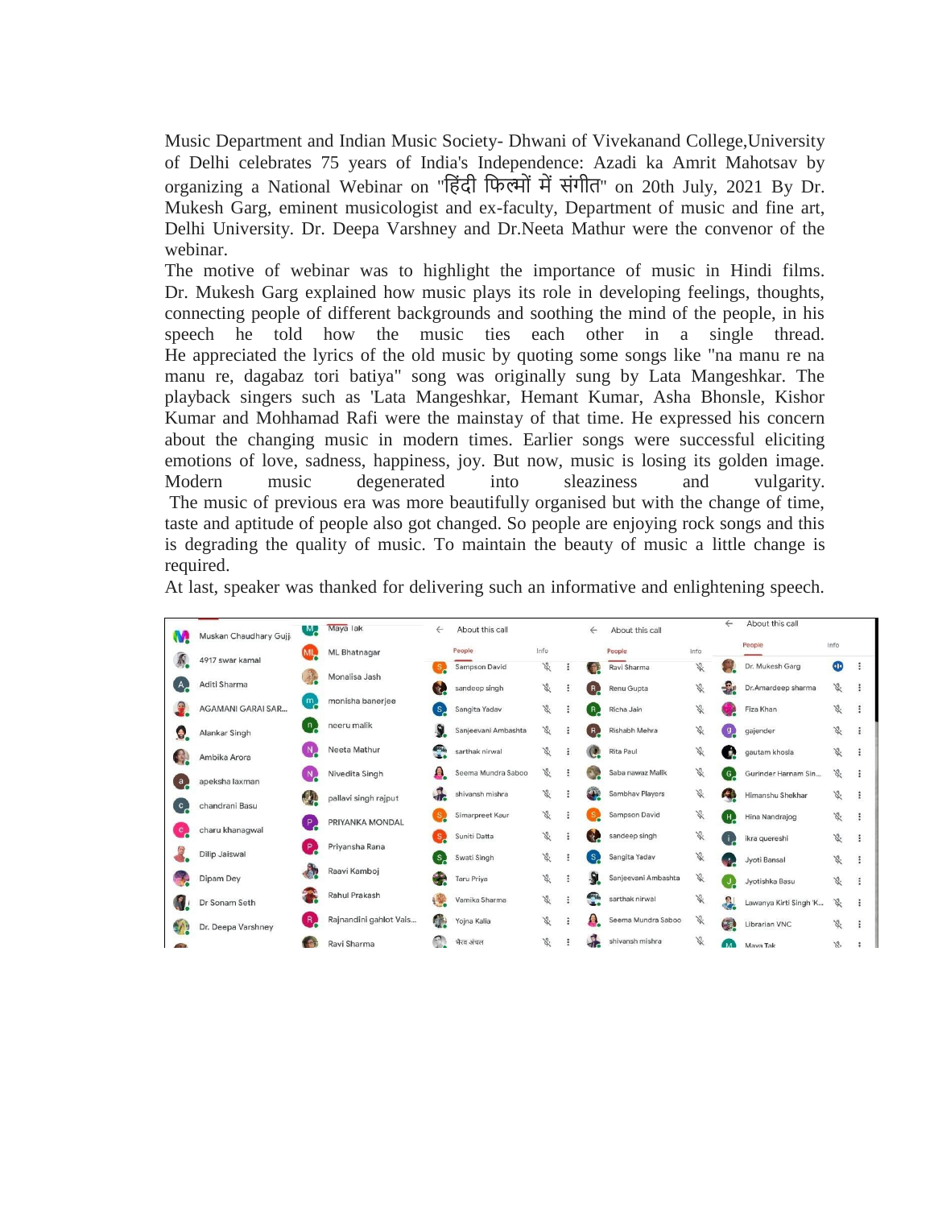Music Department and Indian Music Society- Dhwani of Vivekanand College,University of Delhi celebrates 75 years of India's Independence: Azadi ka Amrit Mahotsav by organizing a National Webinar on "हिंदी फिल्मों में संगीत" on 20th July, 2021 By Dr. Mukesh Garg, eminent musicologist and ex-faculty, Department of music and fine art, Delhi University. Dr. Deepa Varshney and Dr.Neeta Mathur were the convenor of the webinar.

The motive of webinar was to highlight the importance of music in Hindi films. Dr. Mukesh Garg explained how music plays its role in developing feelings, thoughts, connecting people of different backgrounds and soothing the mind of the people, in his speech he told how the music ties each other in a single thread. He appreciated the lyrics of the old music by quoting some songs like "na manu re na manu re, dagabaz tori batiya" song was originally sung by Lata Mangeshkar. The playback singers such as 'Lata Mangeshkar, Hemant Kumar, Asha Bhonsle, Kishor Kumar and Mohhamad Rafi were the mainstay of that time. He expressed his concern about the changing music in modern times. Earlier songs were successful eliciting emotions of love, sadness, happiness, joy. But now, music is losing its golden image. Modern music degenerated into sleaziness and vulgarity. The music of previous era was more beautifully organised but with the change of time, taste and aptitude of people also got changed. So people are enjoying rock songs and this is degrading the quality of music. To maintain the beauty of music a little change is required.

At last, speaker was thanked for delivering such an informative and enlightening speech.